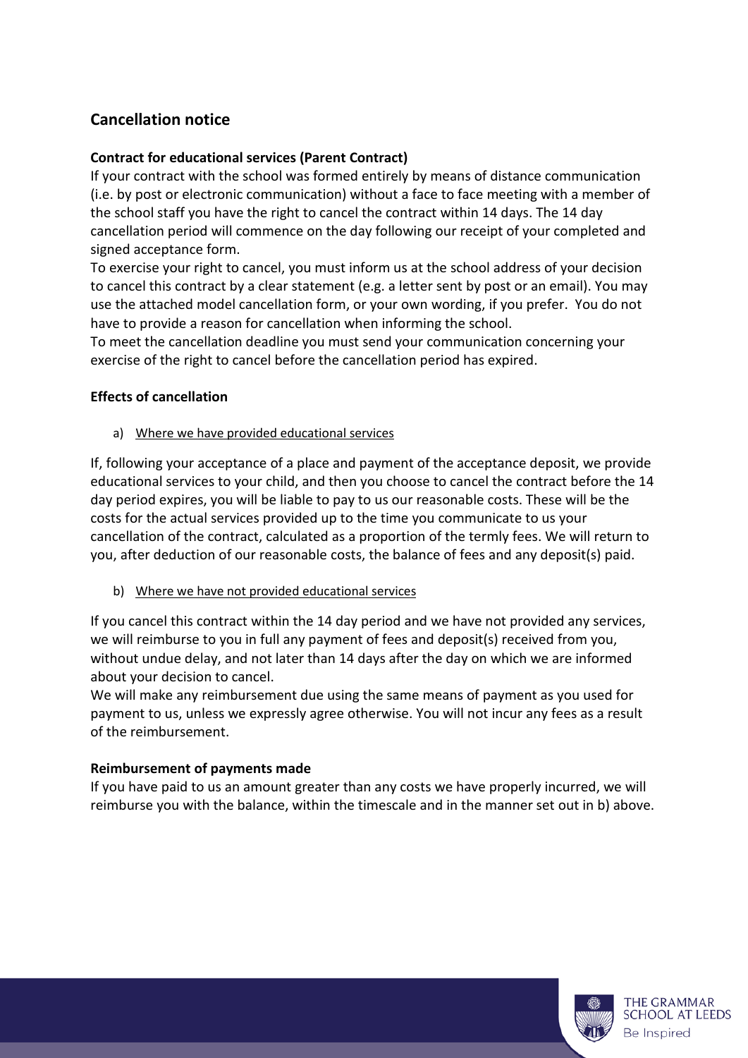## Cancellation notice

**Contract for educational services (Parent Contract)**

If your contract with the school was formed entirely by means of distance communication (i.e. by post or electronic communication) without a face to face meeting with a member of the school staff you have the right to cancel the contract within 14 days. The 14 day cancellation period will commence on the day following our receipt of your completed and signed acceptance form.

To exercise your right to cancel, you must inform us at the school address of your decision to cancel this contract by a clear statement (e.g. a letter sent by post or an email). You may use the attached model cancellation form, or your own wording, if you prefer. You do not have to provide a reason for cancellation when informing the school.

To meet the cancellation deadline you must send your communication concerning your exercise of the right to cancel before the cancellation period has expired.

**Effects of cancellation**

a) Where we have provided educational services

If, following your acceptance of a place and payment of the acceptance deposit, we provide educational services to your child, and then you choose to cancel the contract before the 14 day period expires, you will be liable to pay to us our reasonable costs. These will be the costs for the actual services provided up to the time you communicate to us your cancellation of the contract, calculated as a proportion of the termly fees. We will return to you, after deduction of our reasonable costs, the balance of fees and any deposit(s) paid.

b) Where we have not provided educational services

If you cancel this contract within the 14 day period and we have not provided any services, we will reimburse to you in full any payment of fees and deposit(s) received from you, without undue delay, and not later than 14 days after the day on which we are informed about your decision to cancel.

We will make any reimbursement due using the same means of payment as you used for payment to us, unless we expressly agree otherwise. You will not incur any fees as a result of the reimbursement.

**Reimbursement of payments made**

If you have paid to us an amount greater than any costs we have properly incurred, we will reimburse you with the balance, within the timescale and in the manner set out in b) above.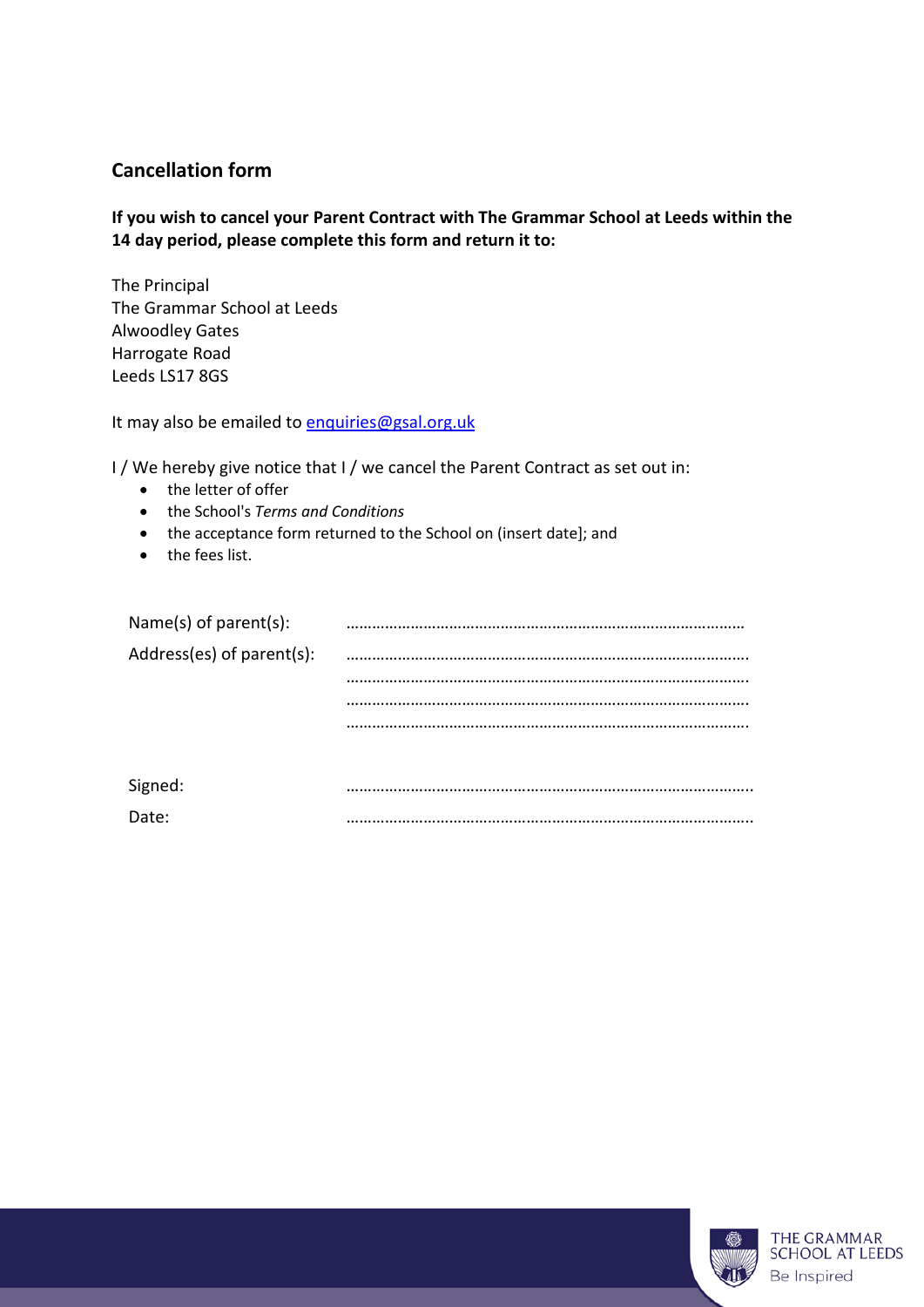## Cancellation form

**If you wish to cancel your Parent Contract with The Grammar School at Leeds within the 14 day period, please complete this form and return it to:**

The Principal
The Grammar School at Leeds
Alwoodley Gates
Harrogate Road
Leeds LS17 8GS

It may also be emailed to enquiries@gsal.org.uk

I / We hereby give notice that I / we cancel the Parent Contract as set out in:

- the letter of offer
- the School's *Terms and Conditions*
- the acceptance form returned to the School on (insert date]; and
- the fees list.

Name(s) of parent(s): ………………………………………………………………………………

Address(es) of parent(s): ………………………………………………………………………………
………………………………………………………………………………
………………………………………………………………………………
………………………………………………………………………………

Signed: ………………………………………………………………………………

Date: ………………………………………………………………………………